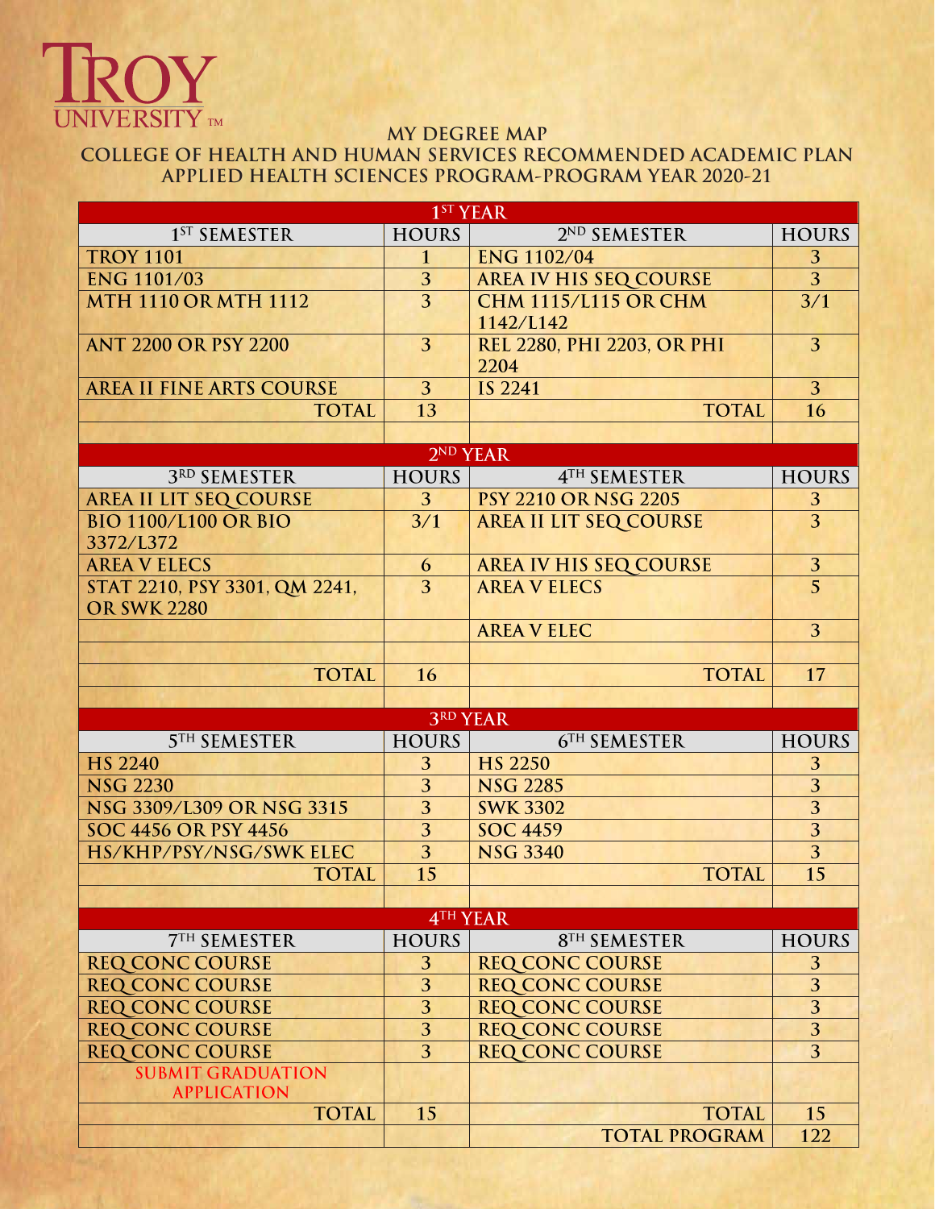TROY UNIVERSITY

# MY DEGREE MAP

## COLLEGE OF HEALTH AND HUMAN SERVICES RECOMMENDED ACADEMIC PLAN
## APPLIED HEALTH SCIENCES PROGRAM-PROGRAM YEAR 2020-21

| 1ST YEAR | | | |
|---|---|---|---|
| **1ST SEMESTER** | **HOURS** | **2ND SEMESTER** | **HOURS** |
| TROY 1101 | 1 | ENG 1102/04 | 3 |
| ENG 1101/03 | 3 | AREA IV HIS SEQ COURSE | 3 |
| MTH 1110 OR MTH 1112 | 3 | CHM 1115/L115 OR CHM 1142/L142 | 3/1 |
| ANT 2200 OR PSY 2200 | 3 | REL 2280, PHI 2203, OR PHI 2204 | 3 |
| AREA II FINE ARTS COURSE | 3 | IS 2241 | 3 |
| TOTAL | 13 | TOTAL | 16 |
| | | | |
| **2ND YEAR** | | | |
| **3RD SEMESTER** | **HOURS** | **4TH SEMESTER** | **HOURS** |
| AREA II LIT SEQ COURSE | 3 | PSY 2210 OR NSG 2205 | 3 |
| BIO 1100/L100 OR BIO 3372/L372 | 3/1 | AREA II LIT SEQ COURSE | 3 |
| AREA V ELECS | 6 | AREA IV HIS SEQ COURSE | 3 |
| STAT 2210, PSY 3301, QM 2241, OR SWK 2280 | 3 | AREA V ELECS | 5 |
| | | AREA V ELEC | 3 |
| | | | |
| TOTAL | 16 | TOTAL | 17 |
| | | | |
| **3RD YEAR** | | | |
| **5TH SEMESTER** | **HOURS** | **6TH SEMESTER** | **HOURS** |
| HS 2240 | 3 | HS 2250 | 3 |
| NSG 2230 | 3 | NSG 2285 | 3 |
| NSG 3309/L309 OR NSG 3315 | 3 | SWK 3302 | 3 |
| SOC 4456 OR PSY 4456 | 3 | SOC 4459 | 3 |
| HS/KHP/PSY/NSG/SWK ELEC | 3 | NSG 3340 | 3 |
| TOTAL | 15 | TOTAL | 15 |
| | | | |
| **4TH YEAR** | | | |
| **7TH SEMESTER** | **HOURS** | **8TH SEMESTER** | **HOURS** |
| REQ CONC COURSE | 3 | REQ CONC COURSE | 3 |
| REQ CONC COURSE | 3 | REQ CONC COURSE | 3 |
| REQ CONC COURSE | 3 | REQ CONC COURSE | 3 |
| REQ CONC COURSE | 3 | REQ CONC COURSE | 3 |
| REQ CONC COURSE | 3 | REQ CONC COURSE | 3 |
| SUBMIT GRADUATION APPLICATION | | | |
| TOTAL | 15 | TOTAL | 15 |
| | | TOTAL PROGRAM | 122 |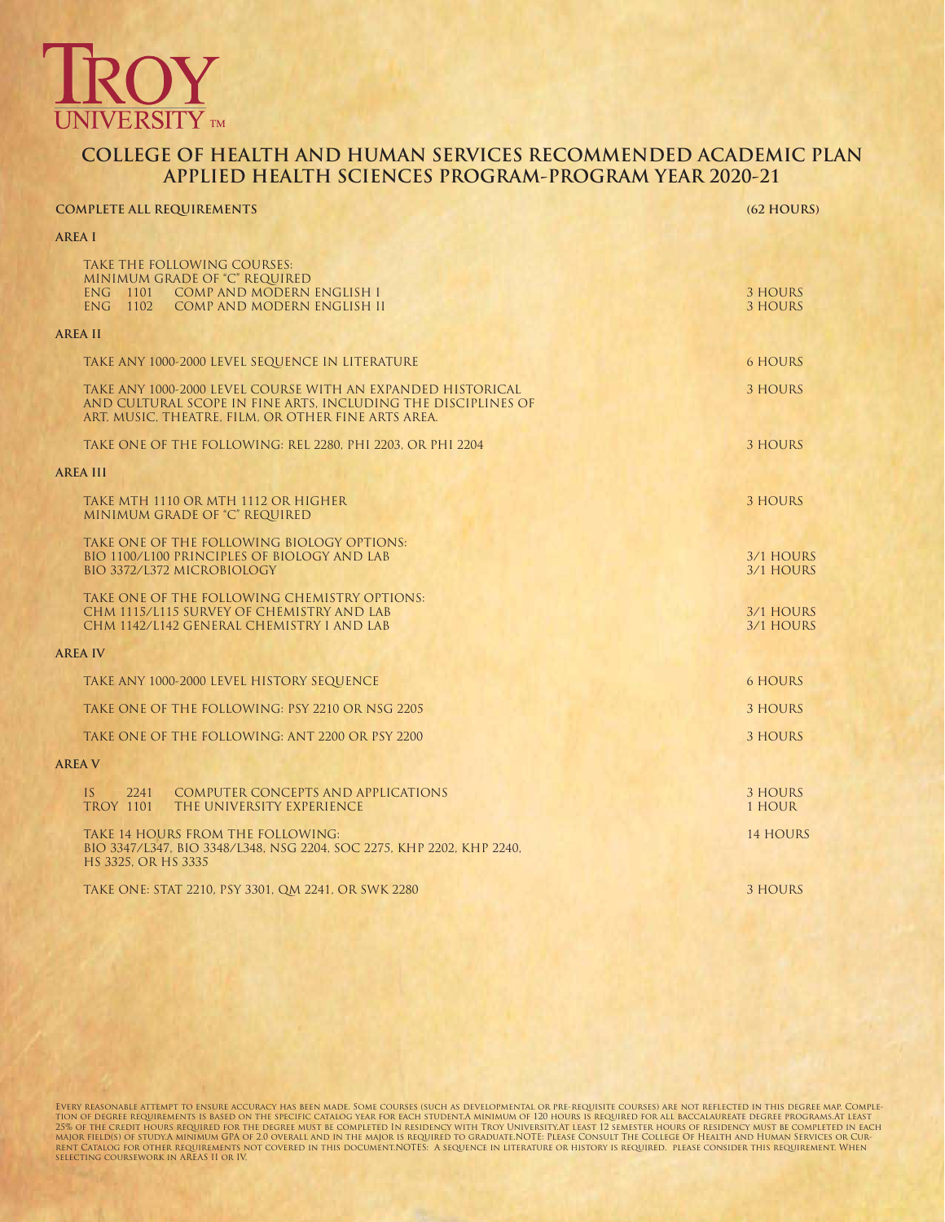# TROY UNIVERSITY™

## COLLEGE OF HEALTH AND HUMAN SERVICES RECOMMENDED ACADEMIC PLAN
## APPLIED HEALTH SCIENCES PROGRAM-PROGRAM YEAR 2020-21

**COMPLETE ALL REQUIREMENTS** **(62 HOURS)**

### AREA I

TAKE THE FOLLOWING COURSES:
MINIMUM GRADE OF "C" REQUIRED

| Course | Title | Hours |
|---|---|---|
| ENG 1101 | COMP AND MODERN ENGLISH I | 3 HOURS |
| ENG 1102 | COMP AND MODERN ENGLISH II | 3 HOURS |

### AREA II

| Requirement | Hours |
|---|---|
| TAKE ANY 1000-2000 LEVEL SEQUENCE IN LITERATURE | 6 HOURS |
| TAKE ANY 1000-2000 LEVEL COURSE WITH AN EXPANDED HISTORICAL AND CULTURAL SCOPE IN FINE ARTS, INCLUDING THE DISCIPLINES OF ART, MUSIC, THEATRE, FILM, OR OTHER FINE ARTS AREA. | 3 HOURS |
| TAKE ONE OF THE FOLLOWING: REL 2280, PHI 2203, OR PHI 2204 | 3 HOURS |

### AREA III

| Requirement | Hours |
|---|---|
| TAKE MTH 1110 OR MTH 1112 OR HIGHER<br>MINIMUM GRADE OF "C" REQUIRED | 3 HOURS |

TAKE ONE OF THE FOLLOWING BIOLOGY OPTIONS:

| Course | Hours |
|---|---|
| BIO 1100/L100 PRINCIPLES OF BIOLOGY AND LAB | 3/1 HOURS |
| BIO 3372/L372 MICROBIOLOGY | 3/1 HOURS |

TAKE ONE OF THE FOLLOWING CHEMISTRY OPTIONS:

| Course | Hours |
|---|---|
| CHM 1115/L115 SURVEY OF CHEMISTRY AND LAB | 3/1 HOURS |
| CHM 1142/L142 GENERAL CHEMISTRY I AND LAB | 3/1 HOURS |

### AREA IV

| Requirement | Hours |
|---|---|
| TAKE ANY 1000-2000 LEVEL HISTORY SEQUENCE | 6 HOURS |
| TAKE ONE OF THE FOLLOWING: PSY 2210 OR NSG 2205 | 3 HOURS |
| TAKE ONE OF THE FOLLOWING: ANT 2200 OR PSY 2200 | 3 HOURS |

### AREA V

| Course | Title | Hours |
|---|---|---|
| IS 2241 | COMPUTER CONCEPTS AND APPLICATIONS | 3 HOURS |
| TROY 1101 | THE UNIVERSITY EXPERIENCE | 1 HOUR |

| Requirement | Hours |
|---|---|
| TAKE 14 HOURS FROM THE FOLLOWING:<br>BIO 3347/L347, BIO 3348/L348, NSG 2204, SOC 2275, KHP 2202, KHP 2240, HS 3325, OR HS 3335 | 14 HOURS |
| TAKE ONE: STAT 2210, PSY 3301, QM 2241, OR SWK 2280 | 3 HOURS |

EVERY REASONABLE ATTEMPT TO ENSURE ACCURACY HAS BEEN MADE. SOME COURSES (SUCH AS DEVELOPMENTAL OR PRE-REQUISITE COURSES) ARE NOT REFLECTED IN THIS DEGREE MAP. COMPLETION OF DEGREE REQUIREMENTS IS BASED ON THE SPECIFIC CATALOG YEAR FOR EACH STUDENT.A MINIMUM OF 120 HOURS IS REQUIRED FOR ALL BACCALAUREATE DEGREE PROGRAMS.AT LEAST 25% OF THE CREDIT HOURS REQUIRED FOR THE DEGREE MUST BE COMPLETED IN RESIDENCY WITH TROY UNIVERSITY.AT LEAST 12 SEMESTER HOURS OF RESIDENCY MUST BE COMPLETED IN EACH MAJOR FIELD(S) OF STUDY.A MINIMUM GPA OF 2.0 OVERALL AND IN THE MAJOR IS REQUIRED TO GRADUATE.NOTE: PLEASE CONSULT THE COLLEGE OF HEALTH AND HUMAN SERVICES OR CURRENT CATALOG FOR OTHER REQUIREMENTS NOT COVERED IN THIS DOCUMENT.NOTES: A SEQUENCE IN LITERATURE OR HISTORY IS REQUIRED. PLEASE CONSIDER THIS REQUIREMENT. WHEN SELECTING COURSEWORK IN AREAS II OR IV.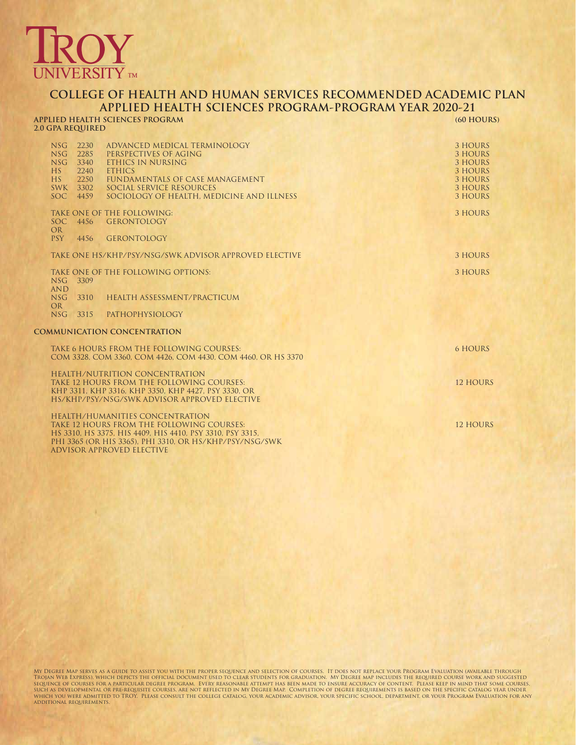# TROY UNIVERSITY™

## COLLEGE OF HEALTH AND HUMAN SERVICES RECOMMENDED ACADEMIC PLAN
## APPLIED HEALTH SCIENCES PROGRAM-PROGRAM YEAR 2020-21

**APPLIED HEALTH SCIENCES PROGRAM** **(60 HOURS)**
**2.0 GPA REQUIRED**

| | | | |
|---|---|---|---|
| NSG | 2230 | ADVANCED MEDICAL TERMINOLOGY | 3 HOURS |
| NSG | 2285 | PERSPECTIVES OF AGING | 3 HOURS |
| NSG | 3340 | ETHICS IN NURSING | 3 HOURS |
| HS | 2240 | ETHICS | 3 HOURS |
| HS | 2250 | FUNDAMENTALS OF CASE MANAGEMENT | 3 HOURS |
| SWK | 3302 | SOCIAL SERVICE RESOURCES | 3 HOURS |
| SOC | 4459 | SOCIOLOGY OF HEALTH, MEDICINE AND ILLNESS | 3 HOURS |

TAKE ONE OF THE FOLLOWING: 3 HOURS
SOC 4456 GERONTOLOGY
OR
PSY 4456 GERONTOLOGY

TAKE ONE HS/KHP/PSY/NSG/SWK ADVISOR APPROVED ELECTIVE 3 HOURS

TAKE ONE OF THE FOLLOWING OPTIONS: 3 HOURS
NSG 3309
AND
NSG 3310 HEALTH ASSESSMENT/PRACTICUM
OR
NSG 3315 PATHOPHYSIOLOGY

### COMMUNICATION CONCENTRATION

TAKE 6 HOURS FROM THE FOLLOWING COURSES: 6 HOURS
COM 3328, COM 3360, COM 4426, COM 4430, COM 4460, OR HS 3370

HEALTH/NUTRITION CONCENTRATION
TAKE 12 HOURS FROM THE FOLLOWING COURSES: 12 HOURS
KHP 3311, KHP 3316, KHP 3350, KHP 4427, PSY 3330, OR
HS/KHP/PSY/NSG/SWK ADVISOR APPROVED ELECTIVE

HEALTH/HUMANITIES CONCENTRATION
TAKE 12 HOURS FROM THE FOLLOWING COURSES: 12 HOURS
HS 3310, HS 3375, HIS 4409, HIS 4410, PSY 3310, PSY 3315,
PHI 3365 (OR HIS 3365), PHI 3310, OR HS/KHP/PSY/NSG/SWK
ADVISOR APPROVED ELECTIVE

My Degree Map serves as a guide to assist you with the proper sequence and selection of courses. It does not replace your Program Evaluation (available through Trojan Web Express), which depicts the official document used to clear students for graduation. My Degree Map includes the required course work and suggested sequence of courses for a particular degree program. Every reasonable attempt has been made to ensure accuracy of content. Please keep in mind that some courses, such as developmental or pre-requisite courses, are not reflected in My Degree Map. Completion of degree requirements is based on the specific catalog year under which you were admitted to TROY. Please consult the college catalog, your academic advisor, your specific school, department, or your Program Evaluation for any additional requirements.